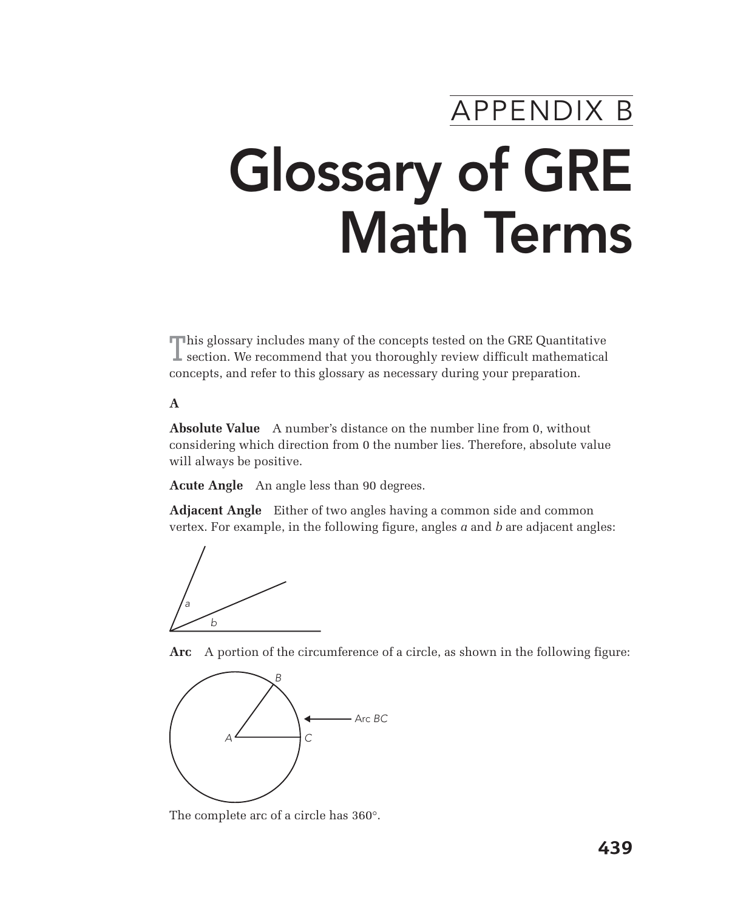APPENDIX B

# Glossary of GRE Math Terms

This glossary includes many of the concepts tested on the GRE Quantitative section. We recommend that you thoroughly review difficult mathematical concepts, and refer to this glossary as necessary during your preparation.

## A

**Absolute Value** A number's distance on the number line from 0, without considering which direction from 0 the number lies. Therefore, absolute value will always be positive.

**Acute Angle** An angle less than 90 degrees.

**Adjacent Angle** Either of two angles having a common side and common vertex. For example, in the following figure, angles *a* and *b* are adjacent angles:

**Arc** A portion of the circumference of a circle, as shown in the following figure:

The complete arc of a circle has 360°.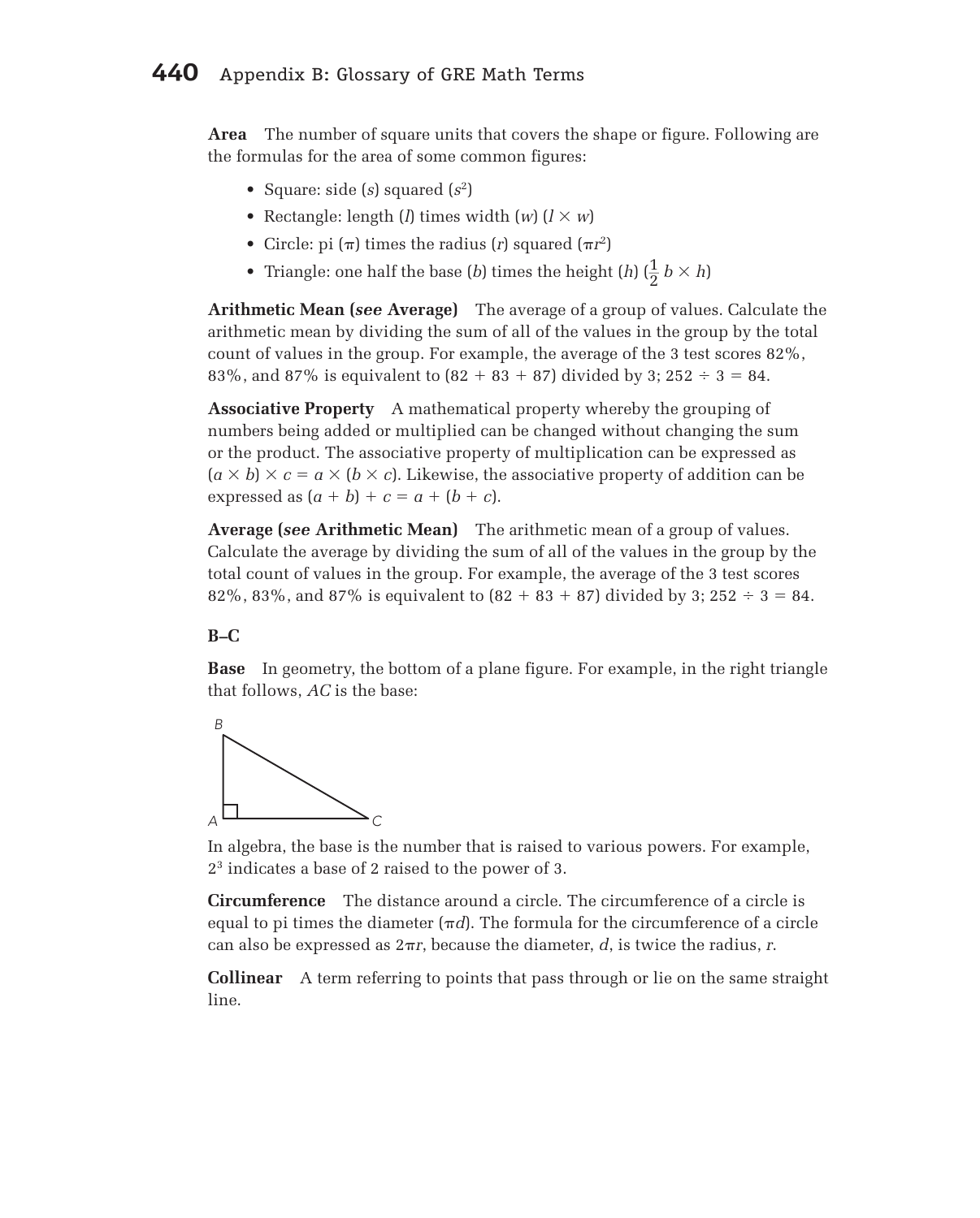**Area** The number of square units that covers the shape or figure. Following are the formulas for the area of some common figures:

- Square: side ($s$) squared ($s^2$)
- Rectangle: length ($l$) times width ($w$) ($l \times w$)
- Circle: pi ($\pi$) times the radius ($r$) squared ($\pi r^2$)
- Triangle: one half the base ($b$) times the height ($h$) ($\frac{1}{2}\, b \times h$)

**Arithmetic Mean (*see* Average)** The average of a group of values. Calculate the arithmetic mean by dividing the sum of all of the values in the group by the total count of values in the group. For example, the average of the 3 test scores 82%, 83%, and 87% is equivalent to $(82 + 83 + 87)$ divided by 3; $252 \div 3 = 84$.

**Associative Property** A mathematical property whereby the grouping of numbers being added or multiplied can be changed without changing the sum or the product. The associative property of multiplication can be expressed as $(a \times b) \times c = a \times (b \times c)$. Likewise, the associative property of addition can be expressed as $(a + b) + c = a + (b + c)$.

**Average (*see* Arithmetic Mean)** The arithmetic mean of a group of values. Calculate the average by dividing the sum of all of the values in the group by the total count of values in the group. For example, the average of the 3 test scores 82%, 83%, and 87% is equivalent to $(82 + 83 + 87)$ divided by 3; $252 \div 3 = 84$.

**B–C**

**Base** In geometry, the bottom of a plane figure. For example, in the right triangle that follows, $AC$ is the base:

In algebra, the base is the number that is raised to various powers. For example, $2^3$ indicates a base of 2 raised to the power of 3.

**Circumference** The distance around a circle. The circumference of a circle is equal to pi times the diameter ($\pi d$). The formula for the circumference of a circle can also be expressed as $2\pi r$, because the diameter, $d$, is twice the radius, $r$.

**Collinear** A term referring to points that pass through or lie on the same straight line.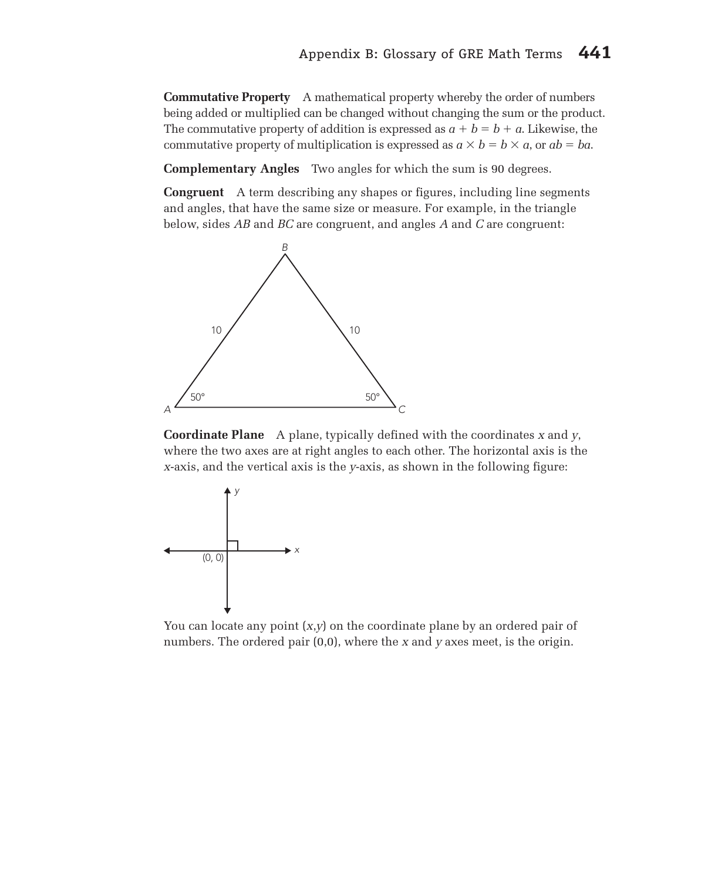**Commutative Property** A mathematical property whereby the order of numbers being added or multiplied can be changed without changing the sum or the product. The commutative property of addition is expressed as $a + b = b + a$. Likewise, the commutative property of multiplication is expressed as $a \times b = b \times a$, or $ab = ba$.

**Complementary Angles** Two angles for which the sum is 90 degrees.

**Congruent** A term describing any shapes or figures, including line segments and angles, that have the same size or measure. For example, in the triangle below, sides *AB* and *BC* are congruent, and angles *A* and *C* are congruent:

**Coordinate Plane** A plane, typically defined with the coordinates *x* and *y*, where the two axes are at right angles to each other. The horizontal axis is the *x*-axis, and the vertical axis is the *y*-axis, as shown in the following figure:

You can locate any point $(x,y)$ on the coordinate plane by an ordered pair of numbers. The ordered pair $(0,0)$, where the *x* and *y* axes meet, is the origin.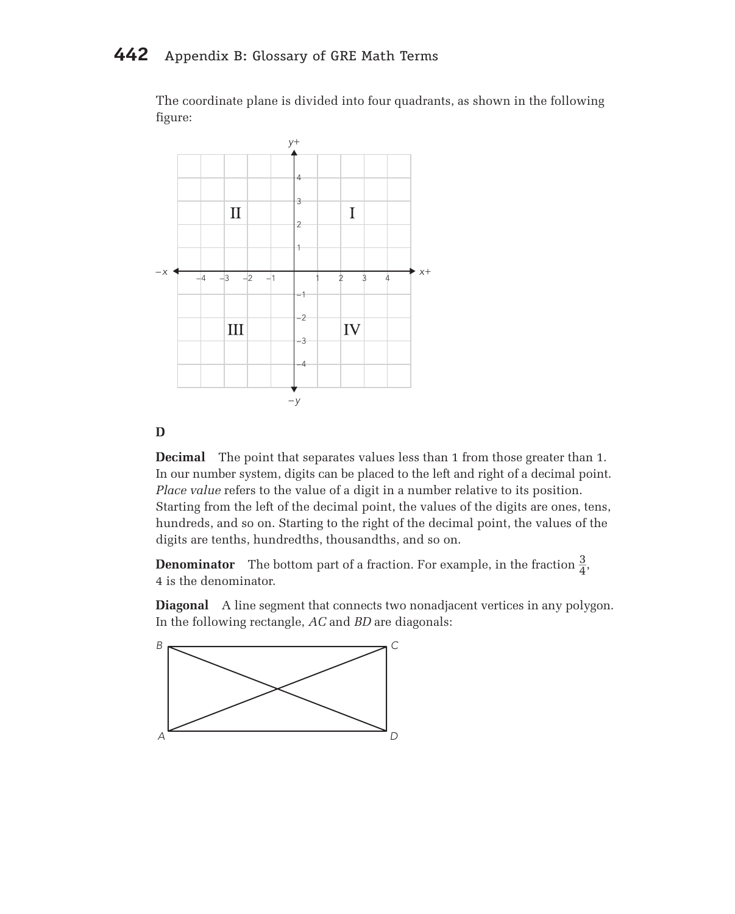The coordinate plane is divided into four quadrants, as shown in the following figure:

## D

**Decimal** The point that separates values less than 1 from those greater than 1. In our number system, digits can be placed to the left and right of a decimal point. *Place value* refers to the value of a digit in a number relative to its position. Starting from the left of the decimal point, the values of the digits are ones, tens, hundreds, and so on. Starting to the right of the decimal point, the values of the digits are tenths, hundredths, thousandths, and so on.

**Denominator** The bottom part of a fraction. For example, in the fraction $\frac{3}{4}$, 4 is the denominator.

**Diagonal** A line segment that connects two nonadjacent vertices in any polygon. In the following rectangle, *AC* and *BD* are diagonals: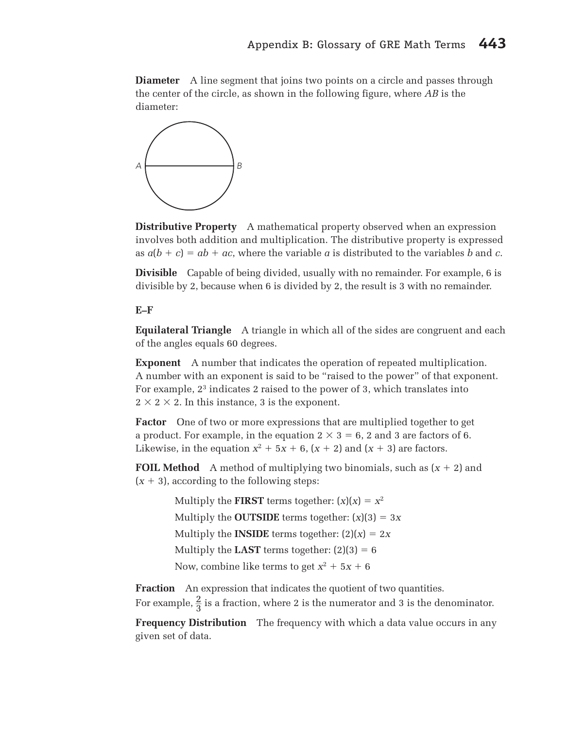**Diameter** A line segment that joins two points on a circle and passes through the center of the circle, as shown in the following figure, where *AB* is the diameter:

**Distributive Property** A mathematical property observed when an expression involves both addition and multiplication. The distributive property is expressed as $a(b + c) = ab + ac$, where the variable $a$ is distributed to the variables $b$ and $c$.

**Divisible** Capable of being divided, usually with no remainder. For example, 6 is divisible by 2, because when 6 is divided by 2, the result is 3 with no remainder.

**E–F**

**Equilateral Triangle** A triangle in which all of the sides are congruent and each of the angles equals 60 degrees.

**Exponent** A number that indicates the operation of repeated multiplication. A number with an exponent is said to be "raised to the power" of that exponent. For example, $2^3$ indicates 2 raised to the power of 3, which translates into $2 \times 2 \times 2$. In this instance, 3 is the exponent.

**Factor** One of two or more expressions that are multiplied together to get a product. For example, in the equation $2 \times 3 = 6$, 2 and 3 are factors of 6. Likewise, in the equation $x^2 + 5x + 6$, $(x + 2)$ and $(x + 3)$ are factors.

**FOIL Method** A method of multiplying two binomials, such as $(x + 2)$ and $(x + 3)$, according to the following steps:

Multiply the **FIRST** terms together: $(x)(x) = x^2$

Multiply the **OUTSIDE** terms together: $(x)(3) = 3x$

Multiply the **INSIDE** terms together: $(2)(x) = 2x$

Multiply the **LAST** terms together: $(2)(3) = 6$

Now, combine like terms to get $x^2 + 5x + 6$

**Fraction** An expression that indicates the quotient of two quantities. For example, $\frac{2}{3}$ is a fraction, where 2 is the numerator and 3 is the denominator.

**Frequency Distribution** The frequency with which a data value occurs in any given set of data.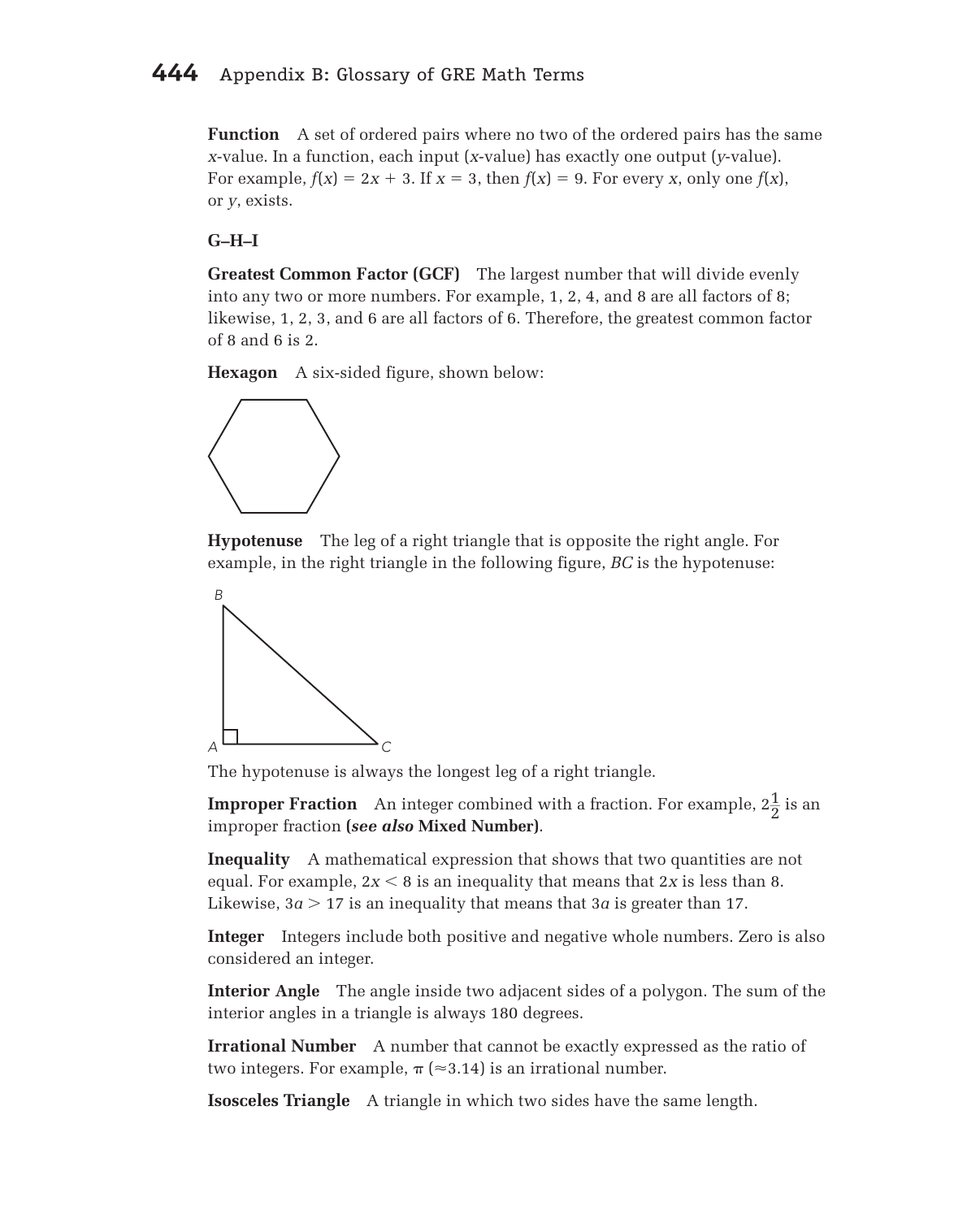**Function** A set of ordered pairs where no two of the ordered pairs has the same $x$-value. In a function, each input ($x$-value) has exactly one output ($y$-value). For example, $f(x) = 2x + 3$. If $x = 3$, then $f(x) = 9$. For every $x$, only one $f(x)$, or $y$, exists.

### G–H–I

**Greatest Common Factor (GCF)** The largest number that will divide evenly into any two or more numbers. For example, 1, 2, 4, and 8 are all factors of 8; likewise, 1, 2, 3, and 6 are all factors of 6. Therefore, the greatest common factor of 8 and 6 is 2.

**Hexagon** A six-sided figure, shown below:

**Hypotenuse** The leg of a right triangle that is opposite the right angle. For example, in the right triangle in the following figure, $BC$ is the hypotenuse:

The hypotenuse is always the longest leg of a right triangle.

**Improper Fraction** An integer combined with a fraction. For example, $2\frac{1}{2}$ is an improper fraction **(*see also* Mixed Number)**.

**Inequality** A mathematical expression that shows that two quantities are not equal. For example, $2x < 8$ is an inequality that means that $2x$ is less than 8. Likewise, $3a > 17$ is an inequality that means that $3a$ is greater than 17.

**Integer** Integers include both positive and negative whole numbers. Zero is also considered an integer.

**Interior Angle** The angle inside two adjacent sides of a polygon. The sum of the interior angles in a triangle is always 180 degrees.

**Irrational Number** A number that cannot be exactly expressed as the ratio of two integers. For example, $\pi$ ($\approx 3.14$) is an irrational number.

**Isosceles Triangle** A triangle in which two sides have the same length.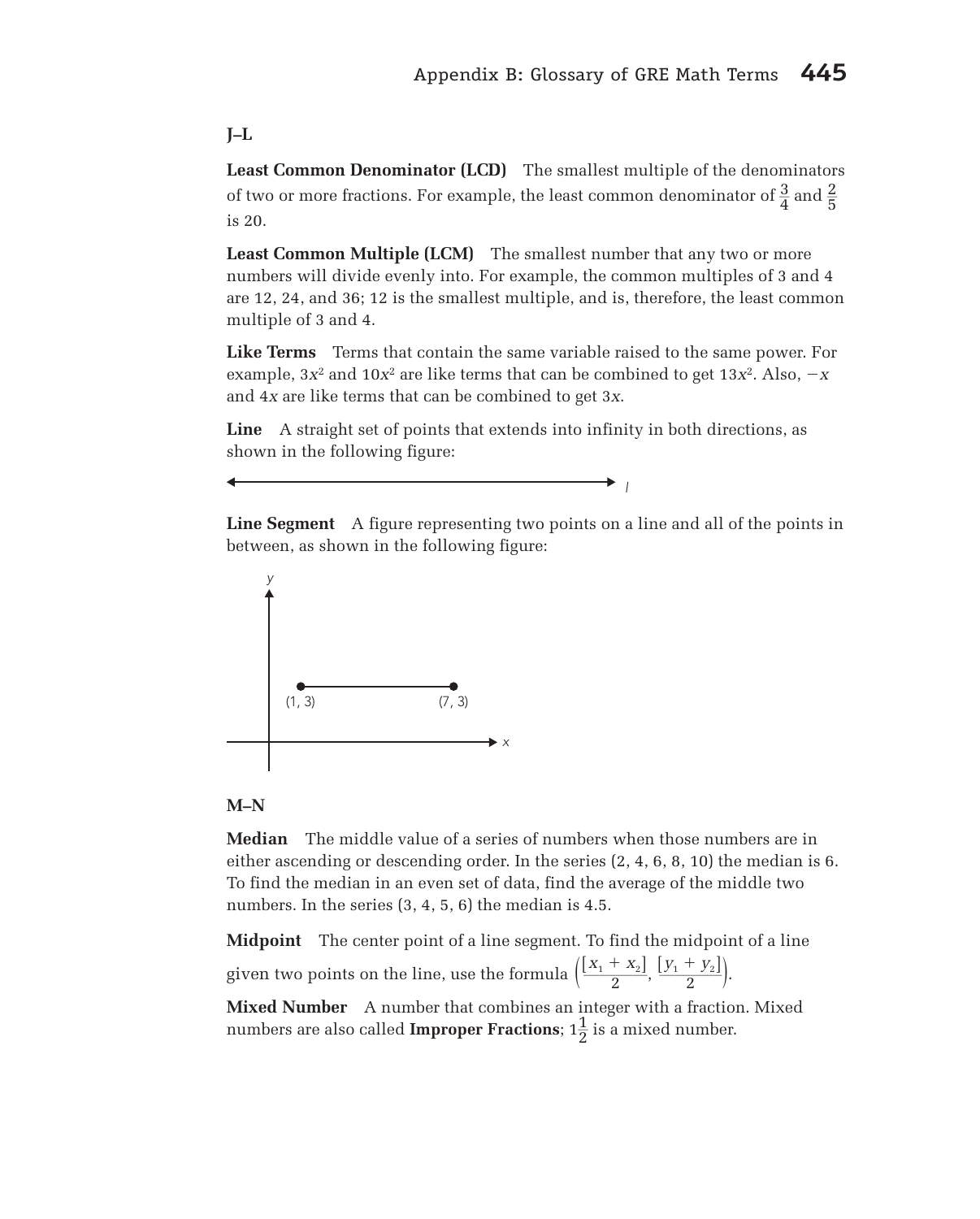**J–L**

**Least Common Denominator (LCD)** The smallest multiple of the denominators of two or more fractions. For example, the least common denominator of $\frac{3}{4}$ and $\frac{2}{5}$ is 20.

**Least Common Multiple (LCM)** The smallest number that any two or more numbers will divide evenly into. For example, the common multiples of 3 and 4 are 12, 24, and 36; 12 is the smallest multiple, and is, therefore, the least common multiple of 3 and 4.

**Like Terms** Terms that contain the same variable raised to the same power. For example, $3x^2$ and $10x^2$ are like terms that can be combined to get $13x^2$. Also, $-x$ and $4x$ are like terms that can be combined to get $3x$.

**Line** A straight set of points that extends into infinity in both directions, as shown in the following figure:

**Line Segment** A figure representing two points on a line and all of the points in between, as shown in the following figure:

**M–N**

**Median** The middle value of a series of numbers when those numbers are in either ascending or descending order. In the series (2, 4, 6, 8, 10) the median is 6. To find the median in an even set of data, find the average of the middle two numbers. In the series (3, 4, 5, 6) the median is 4.5.

**Midpoint** The center point of a line segment. To find the midpoint of a line given two points on the line, use the formula $\left(\frac{[x_1 + x_2]}{2}, \frac{[y_1 + y_2]}{2}\right)$.

**Mixed Number** A number that combines an integer with a fraction. Mixed numbers are also called **Improper Fractions**; $1\frac{1}{2}$ is a mixed number.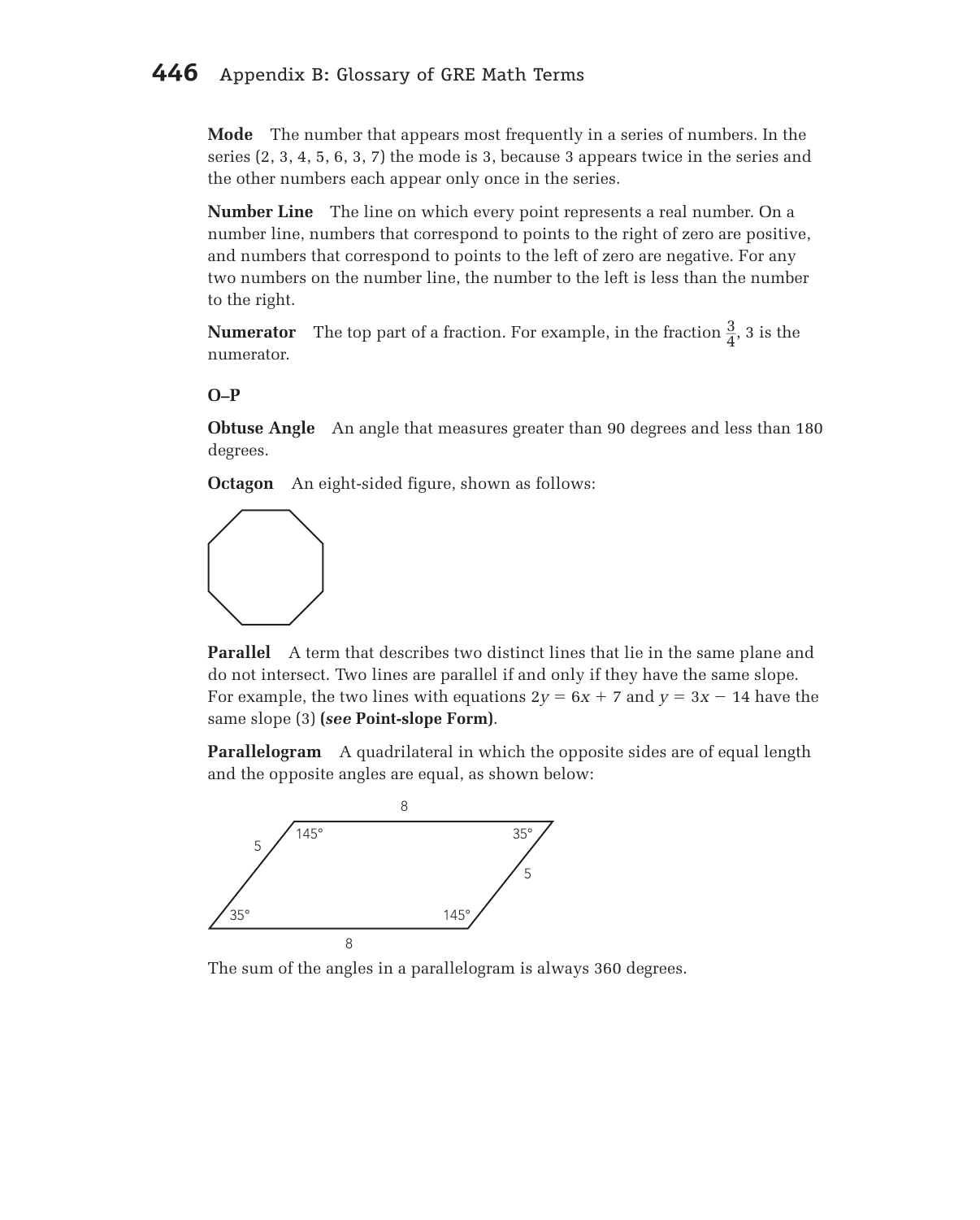**Mode** The number that appears most frequently in a series of numbers. In the series (2, 3, 4, 5, 6, 3, 7) the mode is 3, because 3 appears twice in the series and the other numbers each appear only once in the series.

**Number Line** The line on which every point represents a real number. On a number line, numbers that correspond to points to the right of zero are positive, and numbers that correspond to points to the left of zero are negative. For any two numbers on the number line, the number to the left is less than the number to the right.

**Numerator** The top part of a fraction. For example, in the fraction $\frac{3}{4}$, 3 is the numerator.

### O–P

**Obtuse Angle** An angle that measures greater than 90 degrees and less than 180 degrees.

**Octagon** An eight-sided figure, shown as follows:

**Parallel** A term that describes two distinct lines that lie in the same plane and do not intersect. Two lines are parallel if and only if they have the same slope. For example, the two lines with equations $2y = 6x + 7$ and $y = 3x - 14$ have the same slope (3) **(*see* Point-slope Form)**.

**Parallelogram** A quadrilateral in which the opposite sides are of equal length and the opposite angles are equal, as shown below:

The sum of the angles in a parallelogram is always 360 degrees.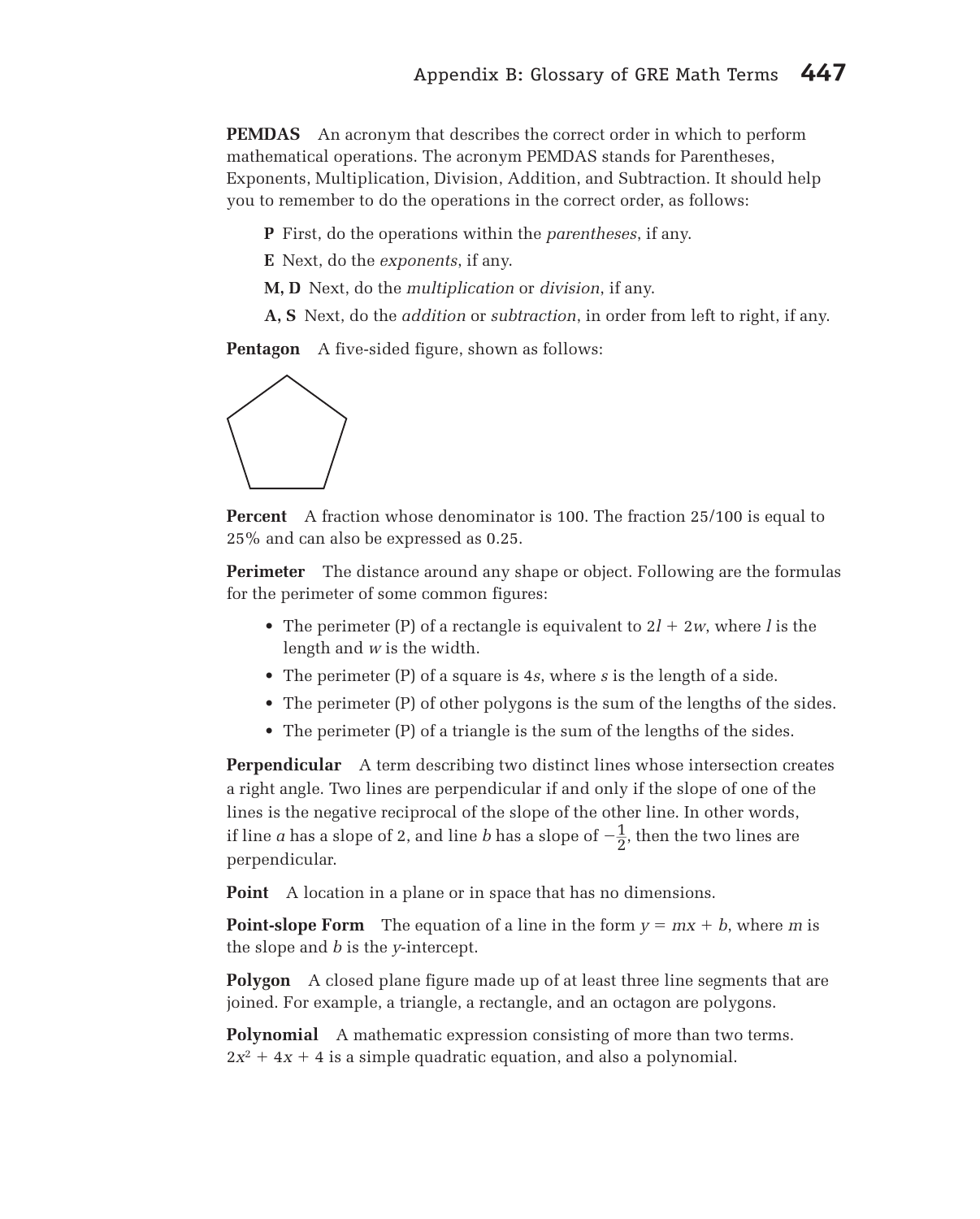**PEMDAS** An acronym that describes the correct order in which to perform mathematical operations. The acronym PEMDAS stands for Parentheses, Exponents, Multiplication, Division, Addition, and Subtraction. It should help you to remember to do the operations in the correct order, as follows:

- **P** First, do the operations within the *parentheses*, if any.
- **E** Next, do the *exponents*, if any.
- **M, D** Next, do the *multiplication* or *division*, if any.
- **A, S** Next, do the *addition* or *subtraction*, in order from left to right, if any.

**Pentagon** A five-sided figure, shown as follows:

**Percent** A fraction whose denominator is 100. The fraction 25/100 is equal to 25% and can also be expressed as 0.25.

**Perimeter** The distance around any shape or object. Following are the formulas for the perimeter of some common figures:

- The perimeter (P) of a rectangle is equivalent to $2l + 2w$, where $l$ is the length and $w$ is the width.
- The perimeter (P) of a square is $4s$, where $s$ is the length of a side.
- The perimeter (P) of other polygons is the sum of the lengths of the sides.
- The perimeter (P) of a triangle is the sum of the lengths of the sides.

**Perpendicular** A term describing two distinct lines whose intersection creates a right angle. Two lines are perpendicular if and only if the slope of one of the lines is the negative reciprocal of the slope of the other line. In other words, if line $a$ has a slope of 2, and line $b$ has a slope of $-\frac{1}{2}$, then the two lines are perpendicular.

**Point** A location in a plane or in space that has no dimensions.

**Point-slope Form** The equation of a line in the form $y = mx + b$, where $m$ is the slope and $b$ is the $y$-intercept.

**Polygon** A closed plane figure made up of at least three line segments that are joined. For example, a triangle, a rectangle, and an octagon are polygons.

**Polynomial** A mathematic expression consisting of more than two terms. $2x^2 + 4x + 4$ is a simple quadratic equation, and also a polynomial.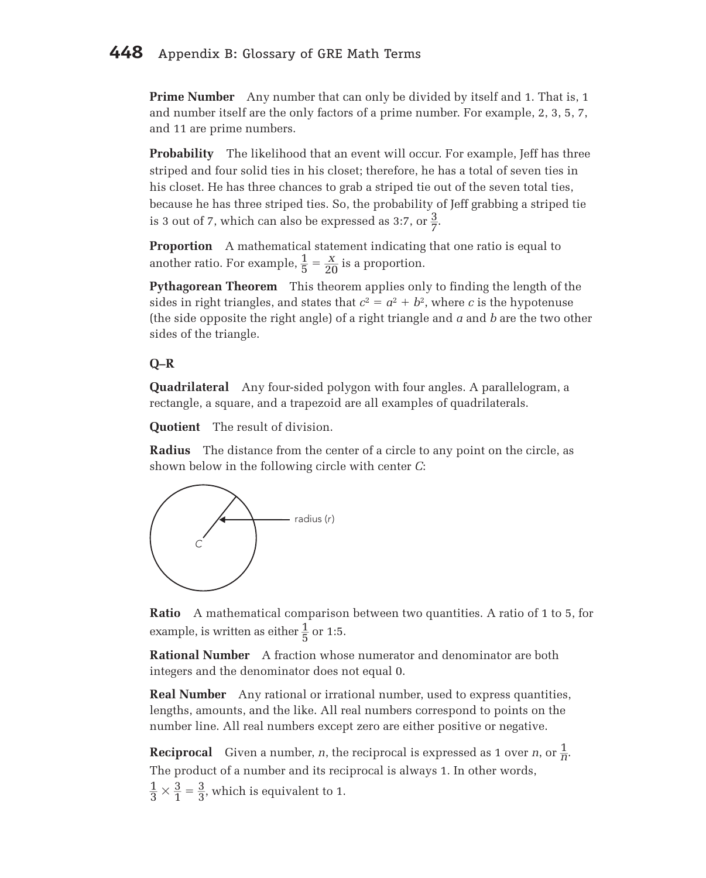**Prime Number** Any number that can only be divided by itself and 1. That is, 1 and number itself are the only factors of a prime number. For example, 2, 3, 5, 7, and 11 are prime numbers.

**Probability** The likelihood that an event will occur. For example, Jeff has three striped and four solid ties in his closet; therefore, he has a total of seven ties in his closet. He has three chances to grab a striped tie out of the seven total ties, because he has three striped ties. So, the probability of Jeff grabbing a striped tie is 3 out of 7, which can also be expressed as 3:7, or $\frac{3}{7}$.

**Proportion** A mathematical statement indicating that one ratio is equal to another ratio. For example, $\frac{1}{5} = \frac{x}{20}$ is a proportion.

**Pythagorean Theorem** This theorem applies only to finding the length of the sides in right triangles, and states that $c^2 = a^2 + b^2$, where $c$ is the hypotenuse (the side opposite the right angle) of a right triangle and $a$ and $b$ are the two other sides of the triangle.

### Q–R

**Quadrilateral** Any four-sided polygon with four angles. A parallelogram, a rectangle, a square, and a trapezoid are all examples of quadrilaterals.

**Quotient** The result of division.

**Radius** The distance from the center of a circle to any point on the circle, as shown below in the following circle with center $C$:

radius ($r$)

$C$

**Ratio** A mathematical comparison between two quantities. A ratio of 1 to 5, for example, is written as either $\frac{1}{5}$ or 1:5.

**Rational Number** A fraction whose numerator and denominator are both integers and the denominator does not equal 0.

**Real Number** Any rational or irrational number, used to express quantities, lengths, amounts, and the like. All real numbers correspond to points on the number line. All real numbers except zero are either positive or negative.

**Reciprocal** Given a number, $n$, the reciprocal is expressed as 1 over $n$, or $\frac{1}{n}$. The product of a number and its reciprocal is always 1. In other words, $\frac{1}{3} \times \frac{3}{1} = \frac{3}{3}$, which is equivalent to 1.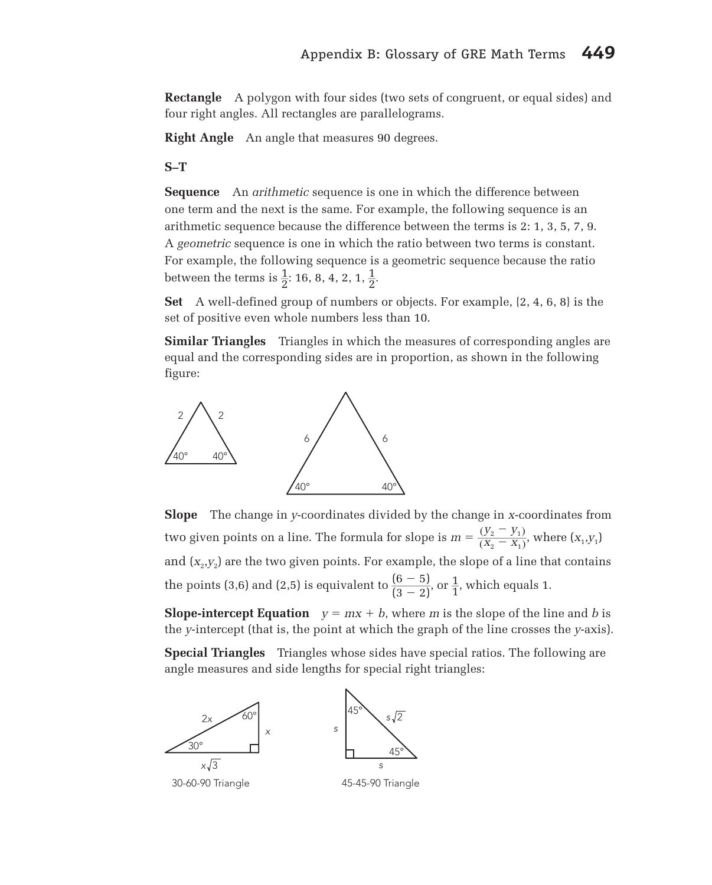**Rectangle** A polygon with four sides (two sets of congruent, or equal sides) and four right angles. All rectangles are parallelograms.

**Right Angle** An angle that measures 90 degrees.

**S–T**

**Sequence** An *arithmetic* sequence is one in which the difference between one term and the next is the same. For example, the following sequence is an arithmetic sequence because the difference between the terms is 2: 1, 3, 5, 7, 9. A *geometric* sequence is one in which the ratio between two terms is constant. For example, the following sequence is a geometric sequence because the ratio between the terms is $\frac{1}{2}$: 16, 8, 4, 2, 1, $\frac{1}{2}$.

**Set** A well-defined group of numbers or objects. For example, {2, 4, 6, 8} is the set of positive even whole numbers less than 10.

**Similar Triangles** Triangles in which the measures of corresponding angles are equal and the corresponding sides are in proportion, as shown in the following figure:

**Slope** The change in *y*-coordinates divided by the change in *x*-coordinates from two given points on a line. The formula for slope is $m = \frac{(y_2 - y_1)}{(x_2 - x_1)}$, where $(x_1,y_1)$ and $(x_2,y_2)$ are the two given points. For example, the slope of a line that contains the points (3,6) and (2,5) is equivalent to $\frac{(6 - 5)}{(3 - 2)}$, or $\frac{1}{1}$, which equals 1.

**Slope-intercept Equation** $y = mx + b$, where $m$ is the slope of the line and $b$ is the *y*-intercept (that is, the point at which the graph of the line crosses the *y*-axis).

**Special Triangles** Triangles whose sides have special ratios. The following are angle measures and side lengths for special right triangles:

30-60-90 Triangle

45-45-90 Triangle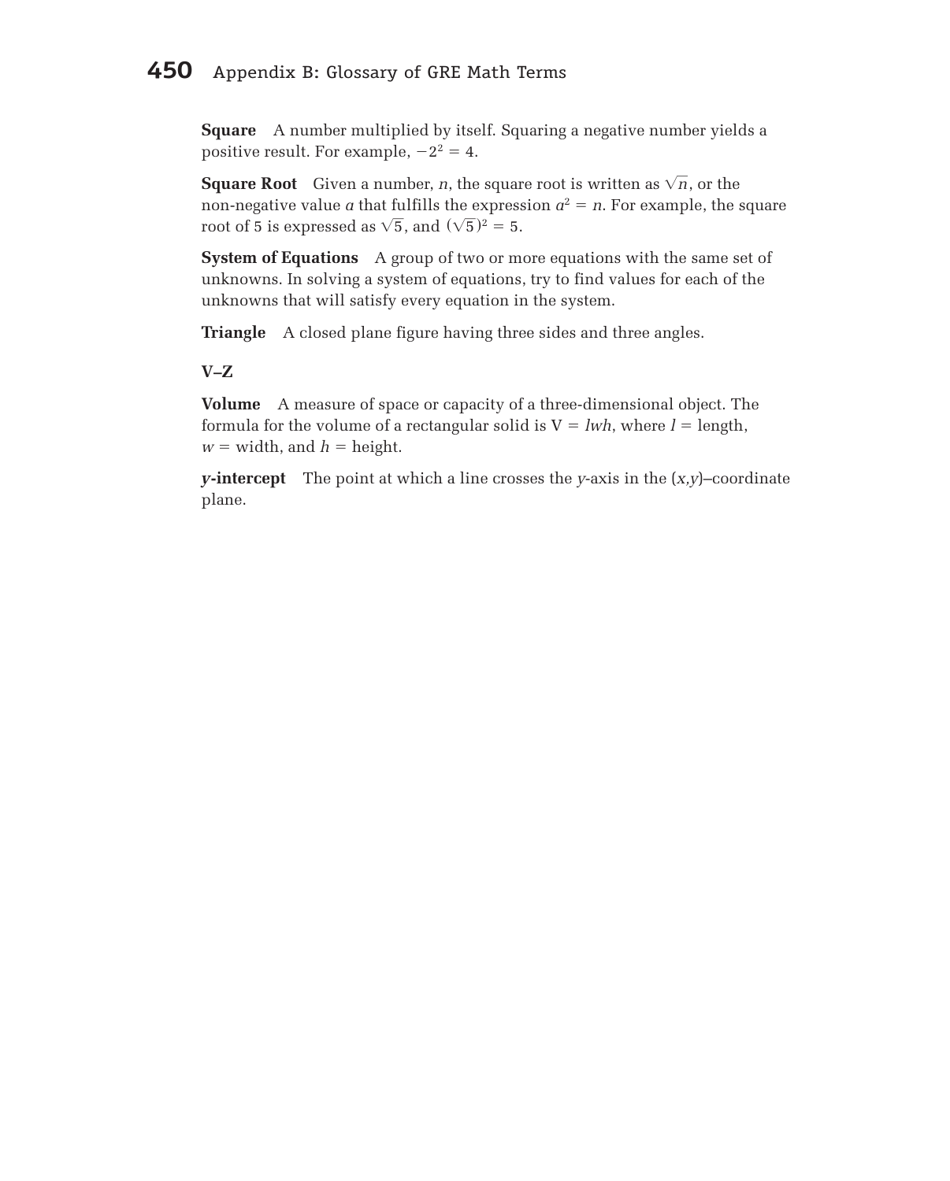**Square** A number multiplied by itself. Squaring a negative number yields a positive result. For example, $-2^2 = 4$.

**Square Root** Given a number, $n$, the square root is written as $\sqrt{n}$, or the non-negative value $a$ that fulfills the expression $a^2 = n$. For example, the square root of 5 is expressed as $\sqrt{5}$, and $(\sqrt{5})^2 = 5$.

**System of Equations** A group of two or more equations with the same set of unknowns. In solving a system of equations, try to find values for each of the unknowns that will satisfy every equation in the system.

**Triangle** A closed plane figure having three sides and three angles.

**V–Z**

**Volume** A measure of space or capacity of a three-dimensional object. The formula for the volume of a rectangular solid is $V = lwh$, where $l$ = length, $w$ = width, and $h$ = height.

***y*-intercept** The point at which a line crosses the $y$-axis in the $(x,y)$–coordinate plane.